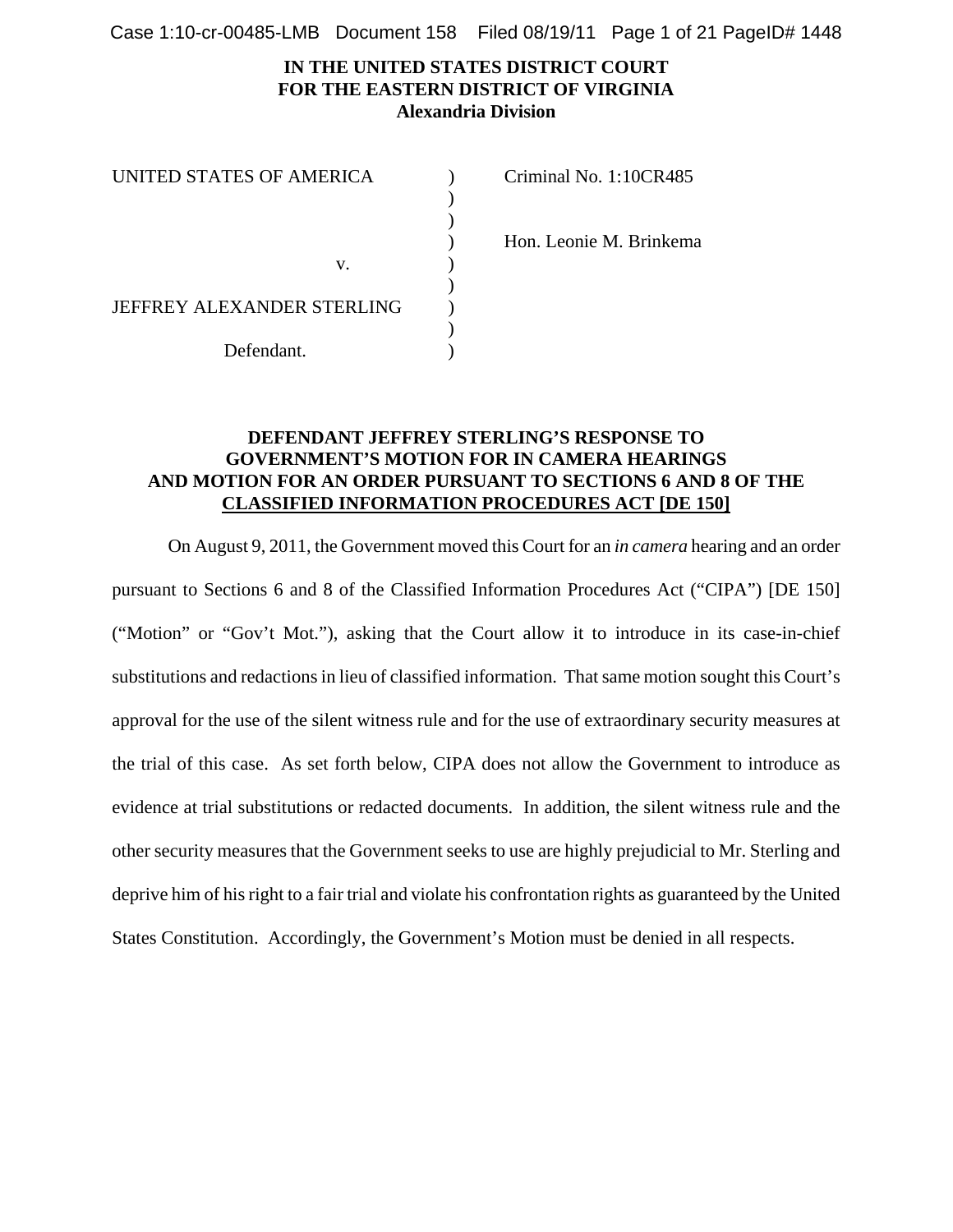**IN THE UNITED STATES DISTRICT COURT**
**FOR THE EASTERN DISTRICT OF VIRGINIA**
**Alexandria Division**

| | | |
|---|---|---|
| UNITED STATES OF AMERICA | ) | Criminal No. 1:10CR485 |
| | ) | |
| | ) | |
| | ) | Hon. Leonie M. Brinkema |
| v. | ) | |
| | ) | |
| JEFFREY ALEXANDER STERLING | ) | |
| | ) | |
| Defendant. | ) | |

**DEFENDANT JEFFREY STERLING'S RESPONSE TO GOVERNMENT'S MOTION FOR IN CAMERA HEARINGS AND MOTION FOR AN ORDER PURSUANT TO SECTIONS 6 AND 8 OF THE CLASSIFIED INFORMATION PROCEDURES ACT [DE 150]**

On August 9, 2011, the Government moved this Court for an *in camera* hearing and an order pursuant to Sections 6 and 8 of the Classified Information Procedures Act ("CIPA") [DE 150] ("Motion" or "Gov't Mot."), asking that the Court allow it to introduce in its case-in-chief substitutions and redactions in lieu of classified information. That same motion sought this Court's approval for the use of the silent witness rule and for the use of extraordinary security measures at the trial of this case. As set forth below, CIPA does not allow the Government to introduce as evidence at trial substitutions or redacted documents. In addition, the silent witness rule and the other security measures that the Government seeks to use are highly prejudicial to Mr. Sterling and deprive him of his right to a fair trial and violate his confrontation rights as guaranteed by the United States Constitution. Accordingly, the Government's Motion must be denied in all respects.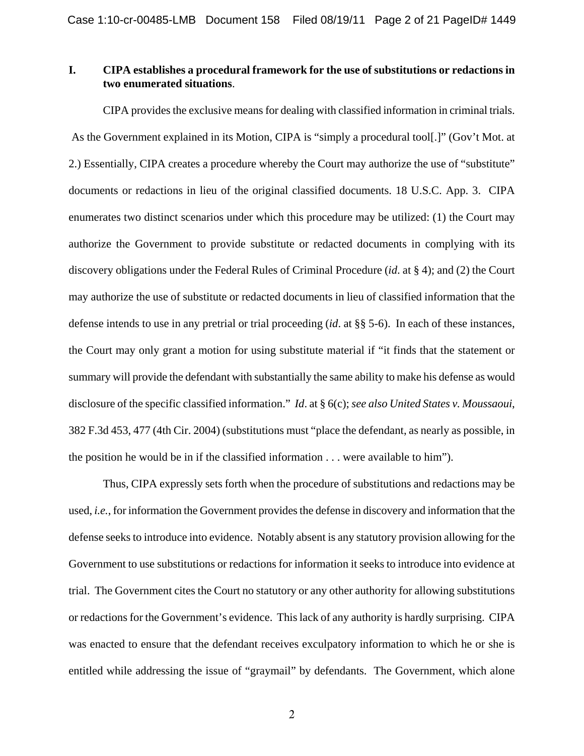## I. CIPA establishes a procedural framework for the use of substitutions or redactions in two enumerated situations.

CIPA provides the exclusive means for dealing with classified information in criminal trials. As the Government explained in its Motion, CIPA is "simply a procedural tool[.]" (Gov't Mot. at 2.) Essentially, CIPA creates a procedure whereby the Court may authorize the use of "substitute" documents or redactions in lieu of the original classified documents. 18 U.S.C. App. 3. CIPA enumerates two distinct scenarios under which this procedure may be utilized: (1) the Court may authorize the Government to provide substitute or redacted documents in complying with its discovery obligations under the Federal Rules of Criminal Procedure (*id*. at § 4); and (2) the Court may authorize the use of substitute or redacted documents in lieu of classified information that the defense intends to use in any pretrial or trial proceeding (*id*. at §§ 5-6). In each of these instances, the Court may only grant a motion for using substitute material if "it finds that the statement or summary will provide the defendant with substantially the same ability to make his defense as would disclosure of the specific classified information." *Id*. at § 6(c); *see also United States v. Moussaoui*, 382 F.3d 453, 477 (4th Cir. 2004) (substitutions must "place the defendant, as nearly as possible, in the position he would be in if the classified information . . . were available to him").

Thus, CIPA expressly sets forth when the procedure of substitutions and redactions may be used, *i.e.*, for information the Government provides the defense in discovery and information that the defense seeks to introduce into evidence. Notably absent is any statutory provision allowing for the Government to use substitutions or redactions for information it seeks to introduce into evidence at trial. The Government cites the Court no statutory or any other authority for allowing substitutions or redactions for the Government's evidence. This lack of any authority is hardly surprising. CIPA was enacted to ensure that the defendant receives exculpatory information to which he or she is entitled while addressing the issue of "graymail" by defendants. The Government, which alone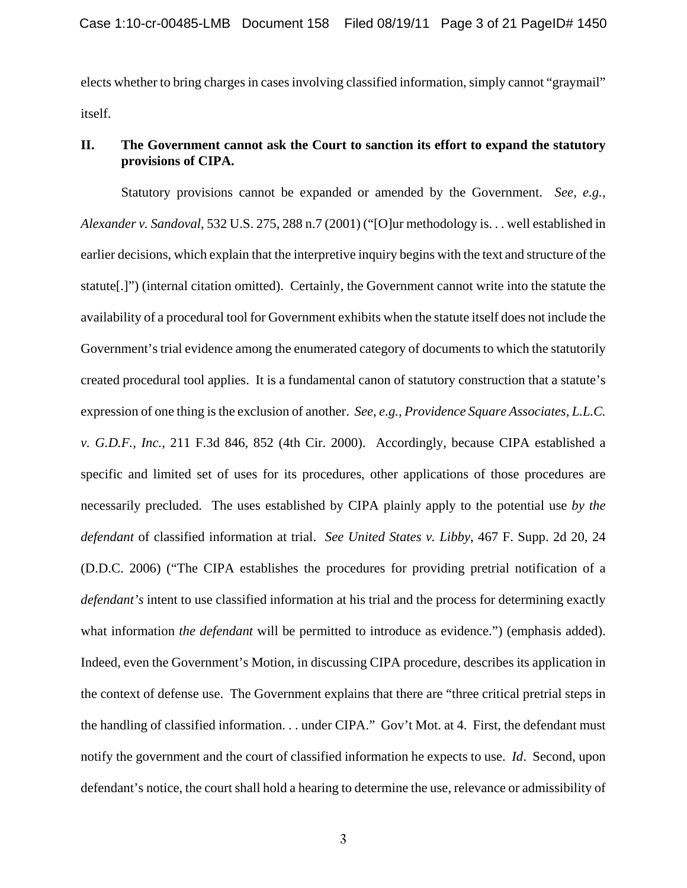elects whether to bring charges in cases involving classified information, simply cannot "graymail" itself.

## II. The Government cannot ask the Court to sanction its effort to expand the statutory provisions of CIPA.

Statutory provisions cannot be expanded or amended by the Government. *See, e.g., Alexander v. Sandoval*, 532 U.S. 275, 288 n.7 (2001) ("[O]ur methodology is. . . well established in earlier decisions, which explain that the interpretive inquiry begins with the text and structure of the statute[.]") (internal citation omitted). Certainly, the Government cannot write into the statute the availability of a procedural tool for Government exhibits when the statute itself does not include the Government's trial evidence among the enumerated category of documents to which the statutorily created procedural tool applies. It is a fundamental canon of statutory construction that a statute's expression of one thing is the exclusion of another. *See, e.g., Providence Square Associates, L.L.C. v. G.D.F., Inc.*, 211 F.3d 846, 852 (4th Cir. 2000). Accordingly, because CIPA established a specific and limited set of uses for its procedures, other applications of those procedures are necessarily precluded. The uses established by CIPA plainly apply to the potential use *by the defendant* of classified information at trial. *See United States v. Libby*, 467 F. Supp. 2d 20, 24 (D.D.C. 2006) ("The CIPA establishes the procedures for providing pretrial notification of a *defendant's* intent to use classified information at his trial and the process for determining exactly what information *the defendant* will be permitted to introduce as evidence.") (emphasis added). Indeed, even the Government's Motion, in discussing CIPA procedure, describes its application in the context of defense use. The Government explains that there are "three critical pretrial steps in the handling of classified information. . . under CIPA." Gov't Mot. at 4. First, the defendant must notify the government and the court of classified information he expects to use. *Id*. Second, upon defendant's notice, the court shall hold a hearing to determine the use, relevance or admissibility of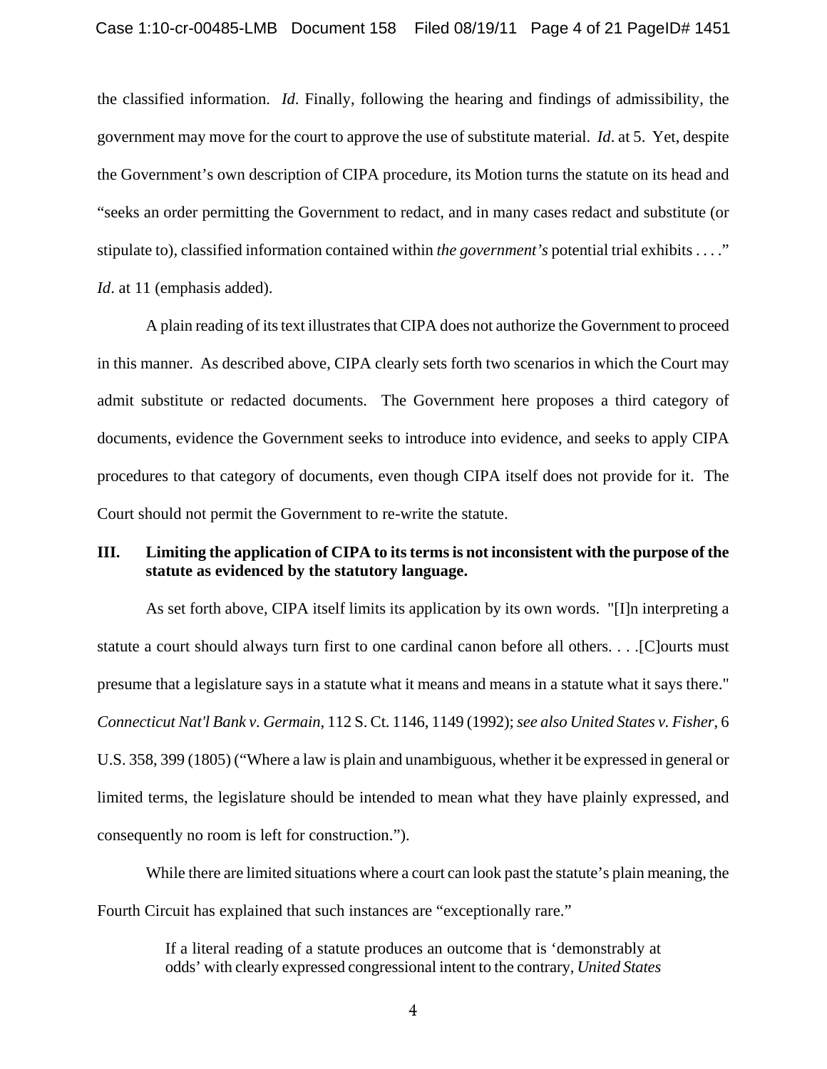the classified information. *Id*. Finally, following the hearing and findings of admissibility, the government may move for the court to approve the use of substitute material. *Id*. at 5. Yet, despite the Government's own description of CIPA procedure, its Motion turns the statute on its head and "seeks an order permitting the Government to redact, and in many cases redact and substitute (or stipulate to), classified information contained within *the government's* potential trial exhibits . . . ." *Id*. at 11 (emphasis added).

A plain reading of its text illustrates that CIPA does not authorize the Government to proceed in this manner. As described above, CIPA clearly sets forth two scenarios in which the Court may admit substitute or redacted documents. The Government here proposes a third category of documents, evidence the Government seeks to introduce into evidence, and seeks to apply CIPA procedures to that category of documents, even though CIPA itself does not provide for it. The Court should not permit the Government to re-write the statute.

## III. Limiting the application of CIPA to its terms is not inconsistent with the purpose of the statute as evidenced by the statutory language.

As set forth above, CIPA itself limits its application by its own words. "[I]n interpreting a statute a court should always turn first to one cardinal canon before all others. . . .[C]ourts must presume that a legislature says in a statute what it means and means in a statute what it says there." *Connecticut Nat'l Bank v. Germain*, 112 S. Ct. 1146, 1149 (1992); *see also United States v. Fisher*, 6 U.S. 358, 399 (1805) ("Where a law is plain and unambiguous, whether it be expressed in general or limited terms, the legislature should be intended to mean what they have plainly expressed, and consequently no room is left for construction.").

While there are limited situations where a court can look past the statute's plain meaning, the Fourth Circuit has explained that such instances are "exceptionally rare."

> If a literal reading of a statute produces an outcome that is 'demonstrably at odds' with clearly expressed congressional intent to the contrary, *United States*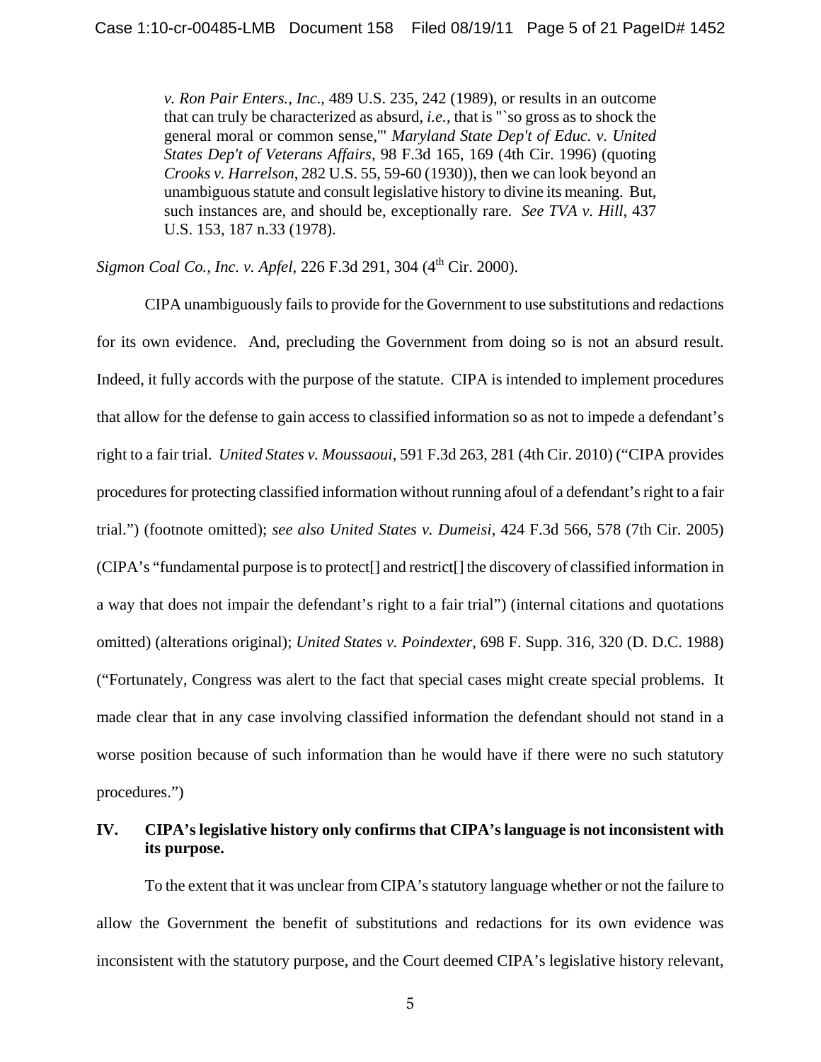> *v. Ron Pair Enters., Inc*., 489 U.S. 235, 242 (1989), or results in an outcome that can truly be characterized as absurd, *i.e.*, that is "`so gross as to shock the general moral or common sense,'" *Maryland State Dep't of Educ. v. United States Dep't of Veterans Affairs*, 98 F.3d 165, 169 (4th Cir. 1996) (quoting *Crooks v. Harrelson*, 282 U.S. 55, 59-60 (1930)), then we can look beyond an unambiguous statute and consult legislative history to divine its meaning. But, such instances are, and should be, exceptionally rare. *See TVA v. Hill*, 437 U.S. 153, 187 n.33 (1978).

*Sigmon Coal Co., Inc. v. Apfel*, 226 F.3d 291, 304 (4th Cir. 2000).

CIPA unambiguously fails to provide for the Government to use substitutions and redactions for its own evidence. And, precluding the Government from doing so is not an absurd result. Indeed, it fully accords with the purpose of the statute. CIPA is intended to implement procedures that allow for the defense to gain access to classified information so as not to impede a defendant's right to a fair trial. *United States v. Moussaoui*, 591 F.3d 263, 281 (4th Cir. 2010) ("CIPA provides procedures for protecting classified information without running afoul of a defendant's right to a fair trial.") (footnote omitted); *see also United States v. Dumeisi*, 424 F.3d 566, 578 (7th Cir. 2005) (CIPA's "fundamental purpose is to protect[] and restrict[] the discovery of classified information in a way that does not impair the defendant's right to a fair trial") (internal citations and quotations omitted) (alterations original); *United States v. Poindexter*, 698 F. Supp. 316, 320 (D. D.C. 1988) ("Fortunately, Congress was alert to the fact that special cases might create special problems. It made clear that in any case involving classified information the defendant should not stand in a worse position because of such information than he would have if there were no such statutory procedures.")

## IV. CIPA's legislative history only confirms that CIPA's language is not inconsistent with its purpose.

To the extent that it was unclear from CIPA's statutory language whether or not the failure to allow the Government the benefit of substitutions and redactions for its own evidence was inconsistent with the statutory purpose, and the Court deemed CIPA's legislative history relevant,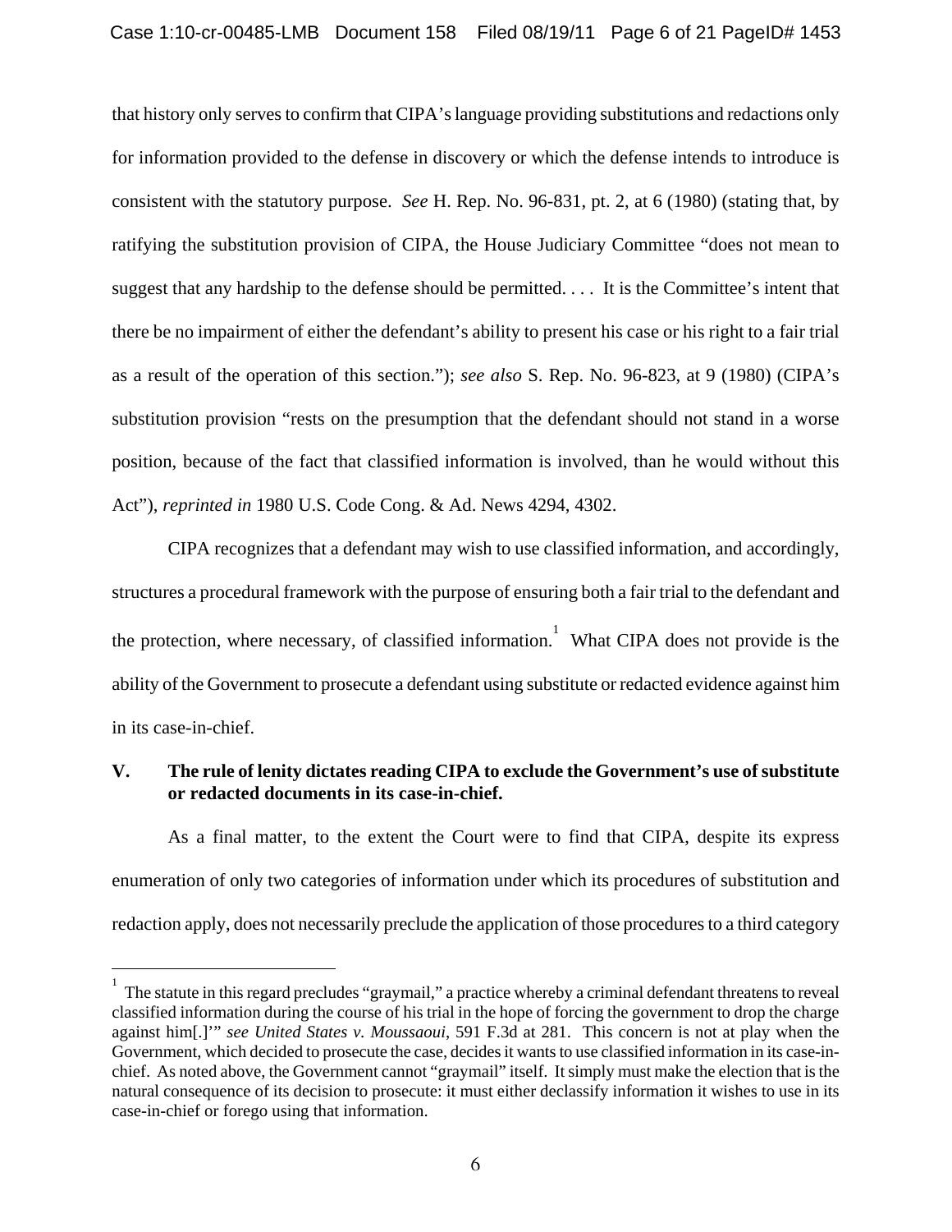that history only serves to confirm that CIPA's language providing substitutions and redactions only for information provided to the defense in discovery or which the defense intends to introduce is consistent with the statutory purpose. *See* H. Rep. No. 96-831, pt. 2, at 6 (1980) (stating that, by ratifying the substitution provision of CIPA, the House Judiciary Committee "does not mean to suggest that any hardship to the defense should be permitted. . . . It is the Committee's intent that there be no impairment of either the defendant's ability to present his case or his right to a fair trial as a result of the operation of this section."); *see also* S. Rep. No. 96-823, at 9 (1980) (CIPA's substitution provision "rests on the presumption that the defendant should not stand in a worse position, because of the fact that classified information is involved, than he would without this Act"), *reprinted in* 1980 U.S. Code Cong. & Ad. News 4294, 4302.

CIPA recognizes that a defendant may wish to use classified information, and accordingly, structures a procedural framework with the purpose of ensuring both a fair trial to the defendant and the protection, where necessary, of classified information.[1] What CIPA does not provide is the ability of the Government to prosecute a defendant using substitute or redacted evidence against him in its case-in-chief.

## V. The rule of lenity dictates reading CIPA to exclude the Government's use of substitute or redacted documents in its case-in-chief.

As a final matter, to the extent the Court were to find that CIPA, despite its express enumeration of only two categories of information under which its procedures of substitution and redaction apply, does not necessarily preclude the application of those procedures to a third category

---

[1] The statute in this regard precludes "graymail," a practice whereby a criminal defendant threatens to reveal classified information during the course of his trial in the hope of forcing the government to drop the charge against him[.]'" *see United States v. Moussaoui*, 591 F.3d at 281. This concern is not at play when the Government, which decided to prosecute the case, decides it wants to use classified information in its case-in-chief. As noted above, the Government cannot "graymail" itself. It simply must make the election that is the natural consequence of its decision to prosecute: it must either declassify information it wishes to use in its case-in-chief or forego using that information.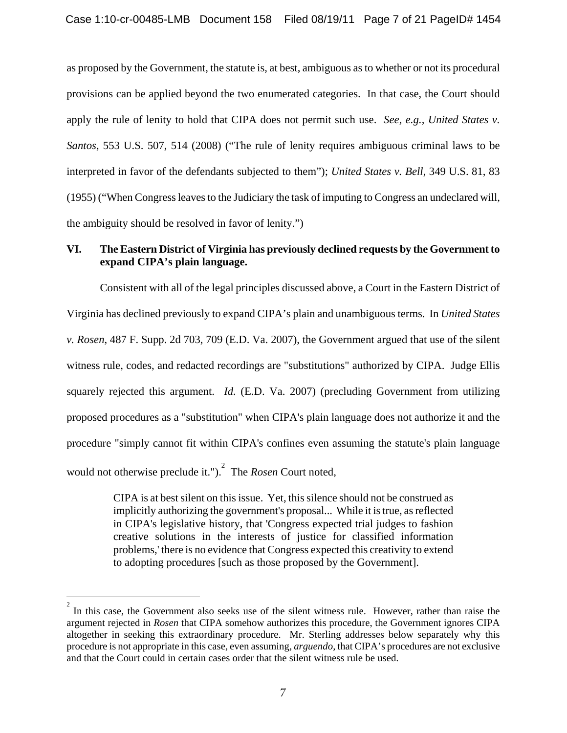as proposed by the Government, the statute is, at best, ambiguous as to whether or not its procedural provisions can be applied beyond the two enumerated categories. In that case, the Court should apply the rule of lenity to hold that CIPA does not permit such use. *See, e.g., United States v. Santos*, 553 U.S. 507, 514 (2008) ("The rule of lenity requires ambiguous criminal laws to be interpreted in favor of the defendants subjected to them"); *United States v. Bell*, 349 U.S. 81, 83 (1955) ("When Congress leaves to the Judiciary the task of imputing to Congress an undeclared will, the ambiguity should be resolved in favor of lenity.")

## VI. The Eastern District of Virginia has previously declined requests by the Government to expand CIPA's plain language.

Consistent with all of the legal principles discussed above, a Court in the Eastern District of Virginia has declined previously to expand CIPA's plain and unambiguous terms. In *United States v. Rosen*, 487 F. Supp. 2d 703, 709 (E.D. Va. 2007), the Government argued that use of the silent witness rule, codes, and redacted recordings are "substitutions" authorized by CIPA. Judge Ellis squarely rejected this argument. *Id.* (E.D. Va. 2007) (precluding Government from utilizing proposed procedures as a "substitution" when CIPA's plain language does not authorize it and the procedure "simply cannot fit within CIPA's confines even assuming the statute's plain language would not otherwise preclude it.").[2] The *Rosen* Court noted,

> CIPA is at best silent on this issue. Yet, this silence should not be construed as implicitly authorizing the government's proposal... While it is true, as reflected in CIPA's legislative history, that 'Congress expected trial judges to fashion creative solutions in the interests of justice for classified information problems,' there is no evidence that Congress expected this creativity to extend to adopting procedures [such as those proposed by the Government].

---

[2] In this case, the Government also seeks use of the silent witness rule. However, rather than raise the argument rejected in *Rosen* that CIPA somehow authorizes this procedure, the Government ignores CIPA altogether in seeking this extraordinary procedure. Mr. Sterling addresses below separately why this procedure is not appropriate in this case, even assuming, *arguendo*, that CIPA's procedures are not exclusive and that the Court could in certain cases order that the silent witness rule be used.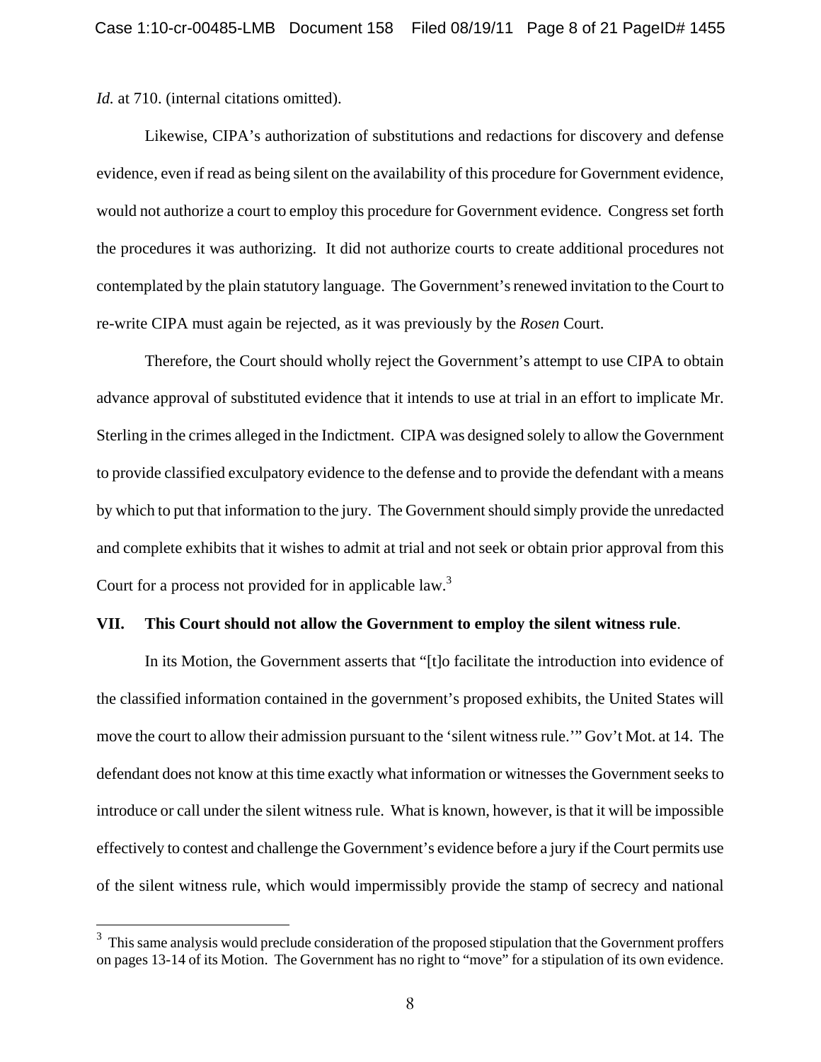*Id.* at 710. (internal citations omitted).

Likewise, CIPA's authorization of substitutions and redactions for discovery and defense evidence, even if read as being silent on the availability of this procedure for Government evidence, would not authorize a court to employ this procedure for Government evidence. Congress set forth the procedures it was authorizing. It did not authorize courts to create additional procedures not contemplated by the plain statutory language. The Government's renewed invitation to the Court to re-write CIPA must again be rejected, as it was previously by the *Rosen* Court.

Therefore, the Court should wholly reject the Government's attempt to use CIPA to obtain advance approval of substituted evidence that it intends to use at trial in an effort to implicate Mr. Sterling in the crimes alleged in the Indictment. CIPA was designed solely to allow the Government to provide classified exculpatory evidence to the defense and to provide the defendant with a means by which to put that information to the jury. The Government should simply provide the unredacted and complete exhibits that it wishes to admit at trial and not seek or obtain prior approval from this Court for a process not provided for in applicable law.[3]

**VII. This Court should not allow the Government to employ the silent witness rule**.

In its Motion, the Government asserts that "[t]o facilitate the introduction into evidence of the classified information contained in the government's proposed exhibits, the United States will move the court to allow their admission pursuant to the 'silent witness rule.'" Gov't Mot. at 14. The defendant does not know at this time exactly what information or witnesses the Government seeks to introduce or call under the silent witness rule. What is known, however, is that it will be impossible effectively to contest and challenge the Government's evidence before a jury if the Court permits use of the silent witness rule, which would impermissibly provide the stamp of secrecy and national

[3] This same analysis would preclude consideration of the proposed stipulation that the Government proffers on pages 13-14 of its Motion. The Government has no right to "move" for a stipulation of its own evidence.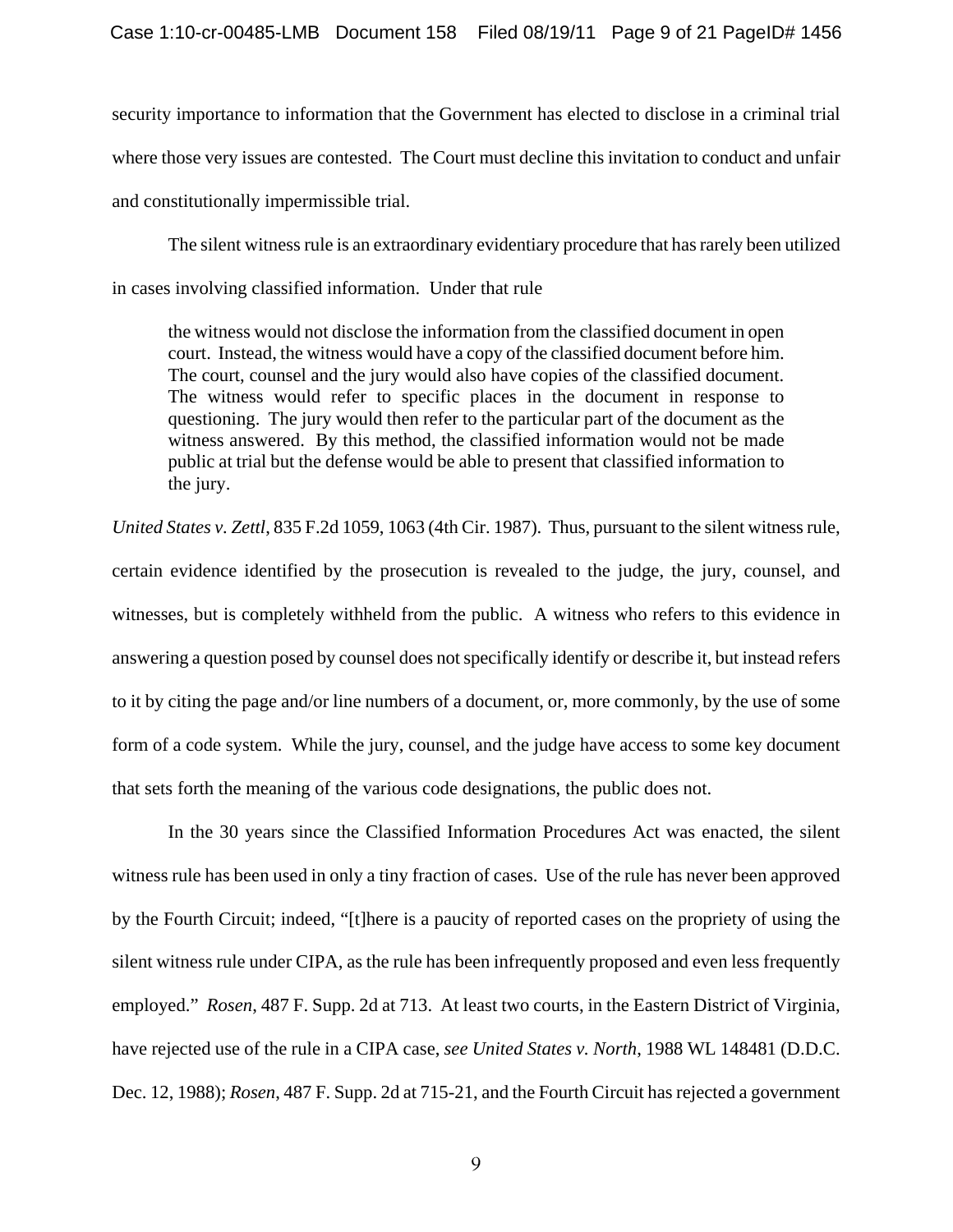security importance to information that the Government has elected to disclose in a criminal trial where those very issues are contested. The Court must decline this invitation to conduct and unfair and constitutionally impermissible trial.

The silent witness rule is an extraordinary evidentiary procedure that has rarely been utilized in cases involving classified information. Under that rule

> the witness would not disclose the information from the classified document in open court. Instead, the witness would have a copy of the classified document before him. The court, counsel and the jury would also have copies of the classified document. The witness would refer to specific places in the document in response to questioning. The jury would then refer to the particular part of the document as the witness answered. By this method, the classified information would not be made public at trial but the defense would be able to present that classified information to the jury.

*United States v. Zettl*, 835 F.2d 1059, 1063 (4th Cir. 1987). Thus, pursuant to the silent witness rule, certain evidence identified by the prosecution is revealed to the judge, the jury, counsel, and witnesses, but is completely withheld from the public. A witness who refers to this evidence in answering a question posed by counsel does not specifically identify or describe it, but instead refers to it by citing the page and/or line numbers of a document, or, more commonly, by the use of some form of a code system. While the jury, counsel, and the judge have access to some key document that sets forth the meaning of the various code designations, the public does not.

In the 30 years since the Classified Information Procedures Act was enacted, the silent witness rule has been used in only a tiny fraction of cases. Use of the rule has never been approved by the Fourth Circuit; indeed, "[t]here is a paucity of reported cases on the propriety of using the silent witness rule under CIPA, as the rule has been infrequently proposed and even less frequently employed." *Rosen*, 487 F. Supp. 2d at 713. At least two courts, in the Eastern District of Virginia, have rejected use of the rule in a CIPA case, *see United States v. North*, 1988 WL 148481 (D.D.C. Dec. 12, 1988); *Rosen*, 487 F. Supp. 2d at 715-21, and the Fourth Circuit has rejected a government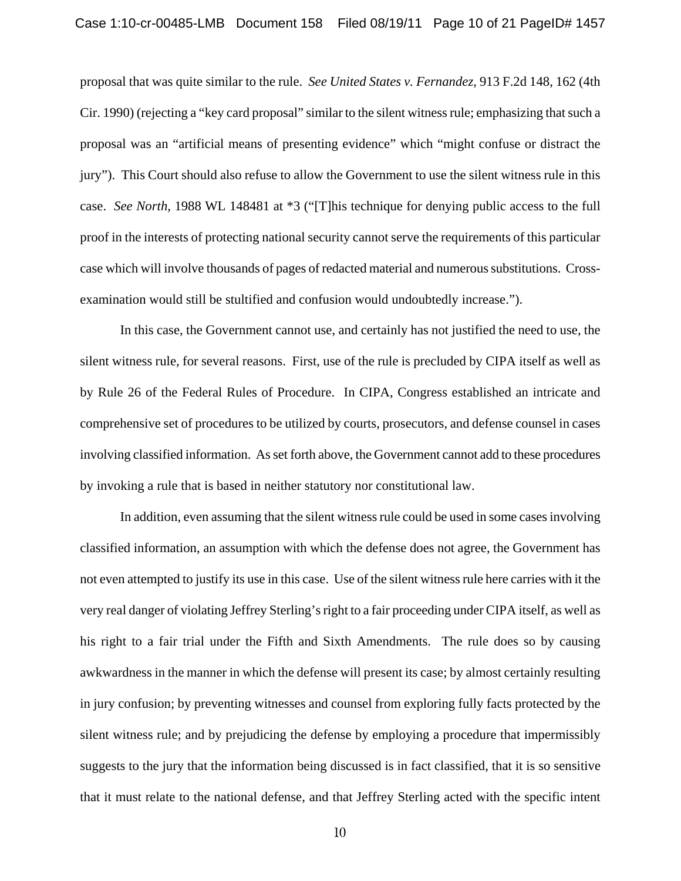proposal that was quite similar to the rule. *See United States v. Fernandez*, 913 F.2d 148, 162 (4th Cir. 1990) (rejecting a "key card proposal" similar to the silent witness rule; emphasizing that such a proposal was an "artificial means of presenting evidence" which "might confuse or distract the jury"). This Court should also refuse to allow the Government to use the silent witness rule in this case. *See North*, 1988 WL 148481 at *3 ("[T]his technique for denying public access to the full proof in the interests of protecting national security cannot serve the requirements of this particular case which will involve thousands of pages of redacted material and numerous substitutions. Cross-examination would still be stultified and confusion would undoubtedly increase.").

In this case, the Government cannot use, and certainly has not justified the need to use, the silent witness rule, for several reasons. First, use of the rule is precluded by CIPA itself as well as by Rule 26 of the Federal Rules of Procedure. In CIPA, Congress established an intricate and comprehensive set of procedures to be utilized by courts, prosecutors, and defense counsel in cases involving classified information. As set forth above, the Government cannot add to these procedures by invoking a rule that is based in neither statutory nor constitutional law.

In addition, even assuming that the silent witness rule could be used in some cases involving classified information, an assumption with which the defense does not agree, the Government has not even attempted to justify its use in this case. Use of the silent witness rule here carries with it the very real danger of violating Jeffrey Sterling's right to a fair proceeding under CIPA itself, as well as his right to a fair trial under the Fifth and Sixth Amendments. The rule does so by causing awkwardness in the manner in which the defense will present its case; by almost certainly resulting in jury confusion; by preventing witnesses and counsel from exploring fully facts protected by the silent witness rule; and by prejudicing the defense by employing a procedure that impermissibly suggests to the jury that the information being discussed is in fact classified, that it is so sensitive that it must relate to the national defense, and that Jeffrey Sterling acted with the specific intent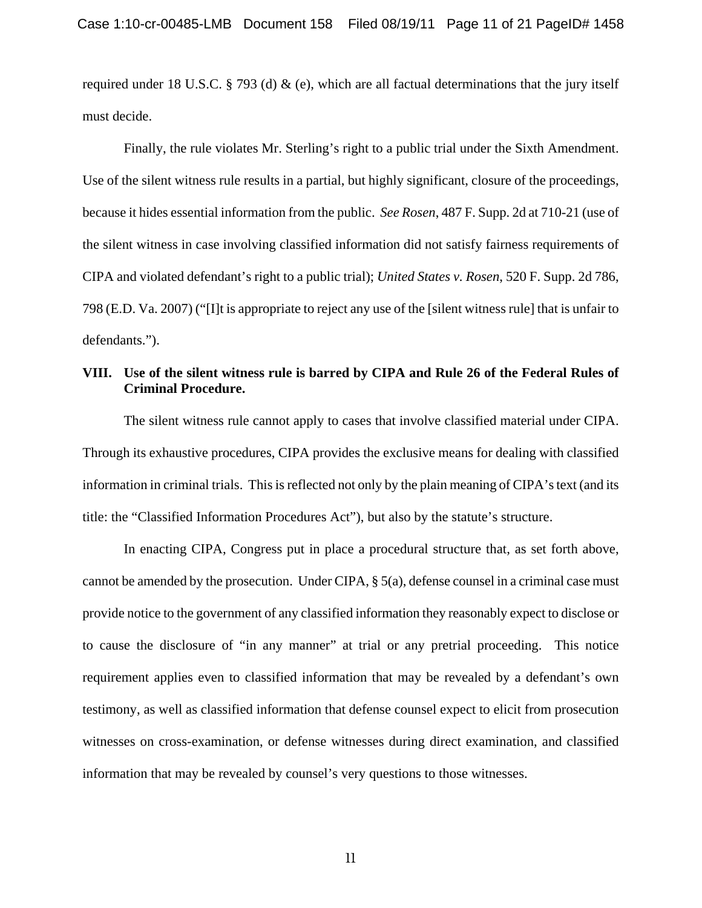required under 18 U.S.C. § 793 (d) & (e), which are all factual determinations that the jury itself must decide.

Finally, the rule violates Mr. Sterling's right to a public trial under the Sixth Amendment. Use of the silent witness rule results in a partial, but highly significant, closure of the proceedings, because it hides essential information from the public. *See Rosen*, 487 F. Supp. 2d at 710-21 (use of the silent witness in case involving classified information did not satisfy fairness requirements of CIPA and violated defendant's right to a public trial); *United States v. Rosen*, 520 F. Supp. 2d 786, 798 (E.D. Va. 2007) ("[I]t is appropriate to reject any use of the [silent witness rule] that is unfair to defendants.").

## VIII. Use of the silent witness rule is barred by CIPA and Rule 26 of the Federal Rules of Criminal Procedure.

The silent witness rule cannot apply to cases that involve classified material under CIPA. Through its exhaustive procedures, CIPA provides the exclusive means for dealing with classified information in criminal trials. This is reflected not only by the plain meaning of CIPA's text (and its title: the "Classified Information Procedures Act"), but also by the statute's structure.

In enacting CIPA, Congress put in place a procedural structure that, as set forth above, cannot be amended by the prosecution. Under CIPA, § 5(a), defense counsel in a criminal case must provide notice to the government of any classified information they reasonably expect to disclose or to cause the disclosure of "in any manner" at trial or any pretrial proceeding. This notice requirement applies even to classified information that may be revealed by a defendant's own testimony, as well as classified information that defense counsel expect to elicit from prosecution witnesses on cross-examination, or defense witnesses during direct examination, and classified information that may be revealed by counsel's very questions to those witnesses.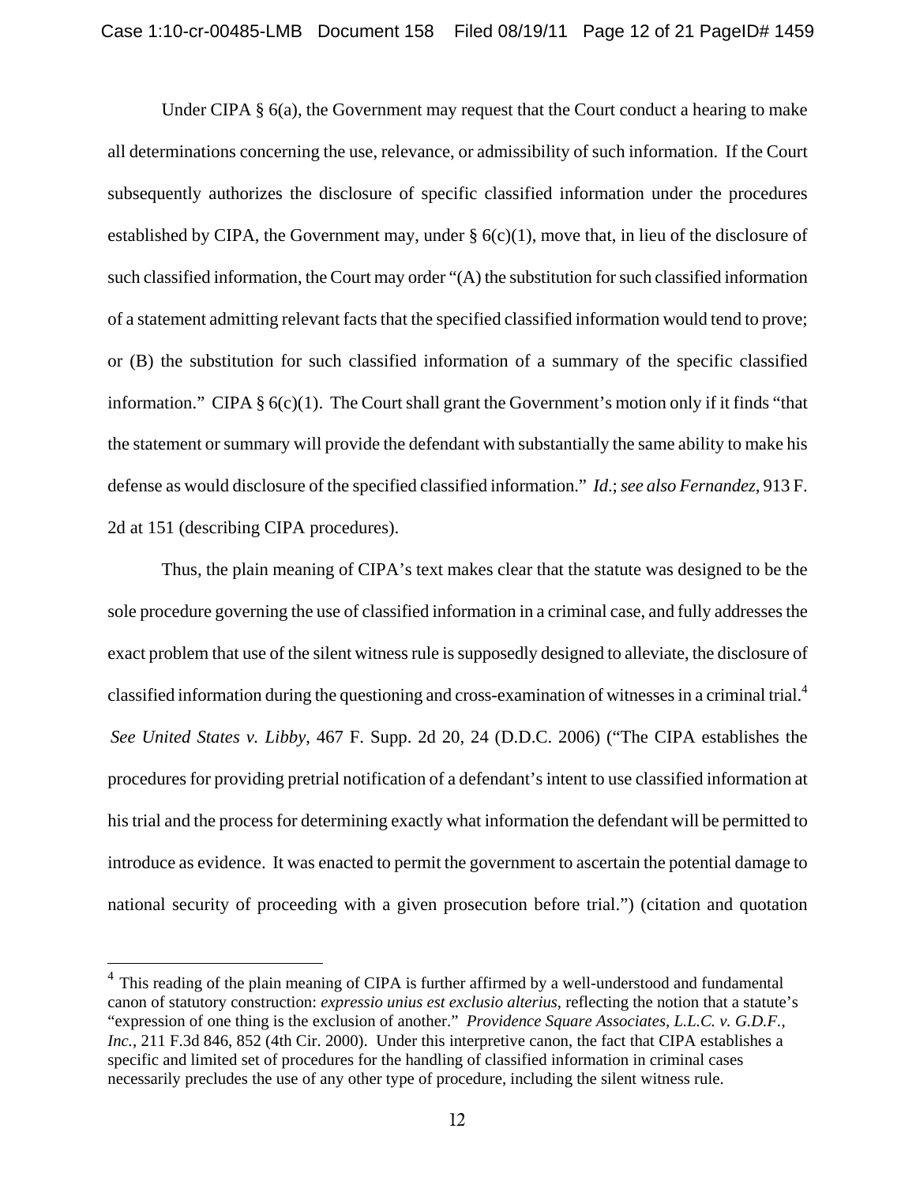Under CIPA § 6(a), the Government may request that the Court conduct a hearing to make all determinations concerning the use, relevance, or admissibility of such information. If the Court subsequently authorizes the disclosure of specific classified information under the procedures established by CIPA, the Government may, under § 6(c)(1), move that, in lieu of the disclosure of such classified information, the Court may order "(A) the substitution for such classified information of a statement admitting relevant facts that the specified classified information would tend to prove; or (B) the substitution for such classified information of a summary of the specific classified information." CIPA § 6(c)(1). The Court shall grant the Government's motion only if it finds "that the statement or summary will provide the defendant with substantially the same ability to make his defense as would disclosure of the specified classified information." *Id*.; *see also Fernandez*, 913 F. 2d at 151 (describing CIPA procedures).

Thus, the plain meaning of CIPA's text makes clear that the statute was designed to be the sole procedure governing the use of classified information in a criminal case, and fully addresses the exact problem that use of the silent witness rule is supposedly designed to alleviate, the disclosure of classified information during the questioning and cross-examination of witnesses in a criminal trial.[4] *See United States v. Libby*, 467 F. Supp. 2d 20, 24 (D.D.C. 2006) ("The CIPA establishes the procedures for providing pretrial notification of a defendant's intent to use classified information at his trial and the process for determining exactly what information the defendant will be permitted to introduce as evidence. It was enacted to permit the government to ascertain the potential damage to national security of proceeding with a given prosecution before trial.") (citation and quotation

[4] This reading of the plain meaning of CIPA is further affirmed by a well-understood and fundamental canon of statutory construction: *expressio unius est exclusio alterius*, reflecting the notion that a statute's "expression of one thing is the exclusion of another." *Providence Square Associates, L.L.C. v. G.D.F., Inc.*, 211 F.3d 846, 852 (4th Cir. 2000). Under this interpretive canon, the fact that CIPA establishes a specific and limited set of procedures for the handling of classified information in criminal cases necessarily precludes the use of any other type of procedure, including the silent witness rule.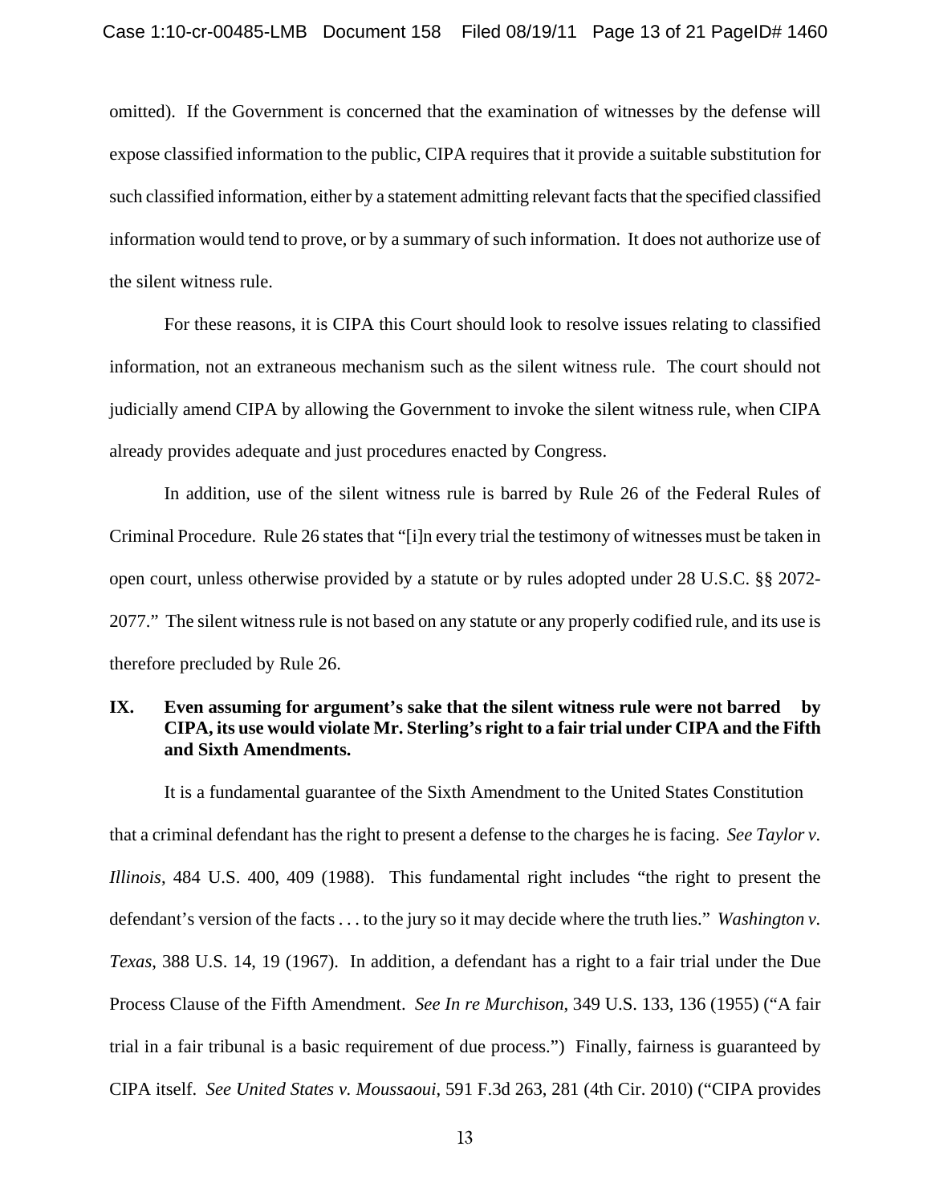omitted). If the Government is concerned that the examination of witnesses by the defense will expose classified information to the public, CIPA requires that it provide a suitable substitution for such classified information, either by a statement admitting relevant facts that the specified classified information would tend to prove, or by a summary of such information. It does not authorize use of the silent witness rule.

For these reasons, it is CIPA this Court should look to resolve issues relating to classified information, not an extraneous mechanism such as the silent witness rule. The court should not judicially amend CIPA by allowing the Government to invoke the silent witness rule, when CIPA already provides adequate and just procedures enacted by Congress.

In addition, use of the silent witness rule is barred by Rule 26 of the Federal Rules of Criminal Procedure. Rule 26 states that "[i]n every trial the testimony of witnesses must be taken in open court, unless otherwise provided by a statute or by rules adopted under 28 U.S.C. §§ 2072-2077." The silent witness rule is not based on any statute or any properly codified rule, and its use is therefore precluded by Rule 26.

## IX. Even assuming for argument's sake that the silent witness rule were not barred by CIPA, its use would violate Mr. Sterling's right to a fair trial under CIPA and the Fifth and Sixth Amendments.

It is a fundamental guarantee of the Sixth Amendment to the United States Constitution that a criminal defendant has the right to present a defense to the charges he is facing. *See Taylor v. Illinois*, 484 U.S. 400, 409 (1988). This fundamental right includes "the right to present the defendant's version of the facts . . . to the jury so it may decide where the truth lies." *Washington v. Texas*, 388 U.S. 14, 19 (1967). In addition, a defendant has a right to a fair trial under the Due Process Clause of the Fifth Amendment. *See In re Murchison*, 349 U.S. 133, 136 (1955) ("A fair trial in a fair tribunal is a basic requirement of due process.") Finally, fairness is guaranteed by CIPA itself. *See United States v. Moussaoui*, 591 F.3d 263, 281 (4th Cir. 2010) ("CIPA provides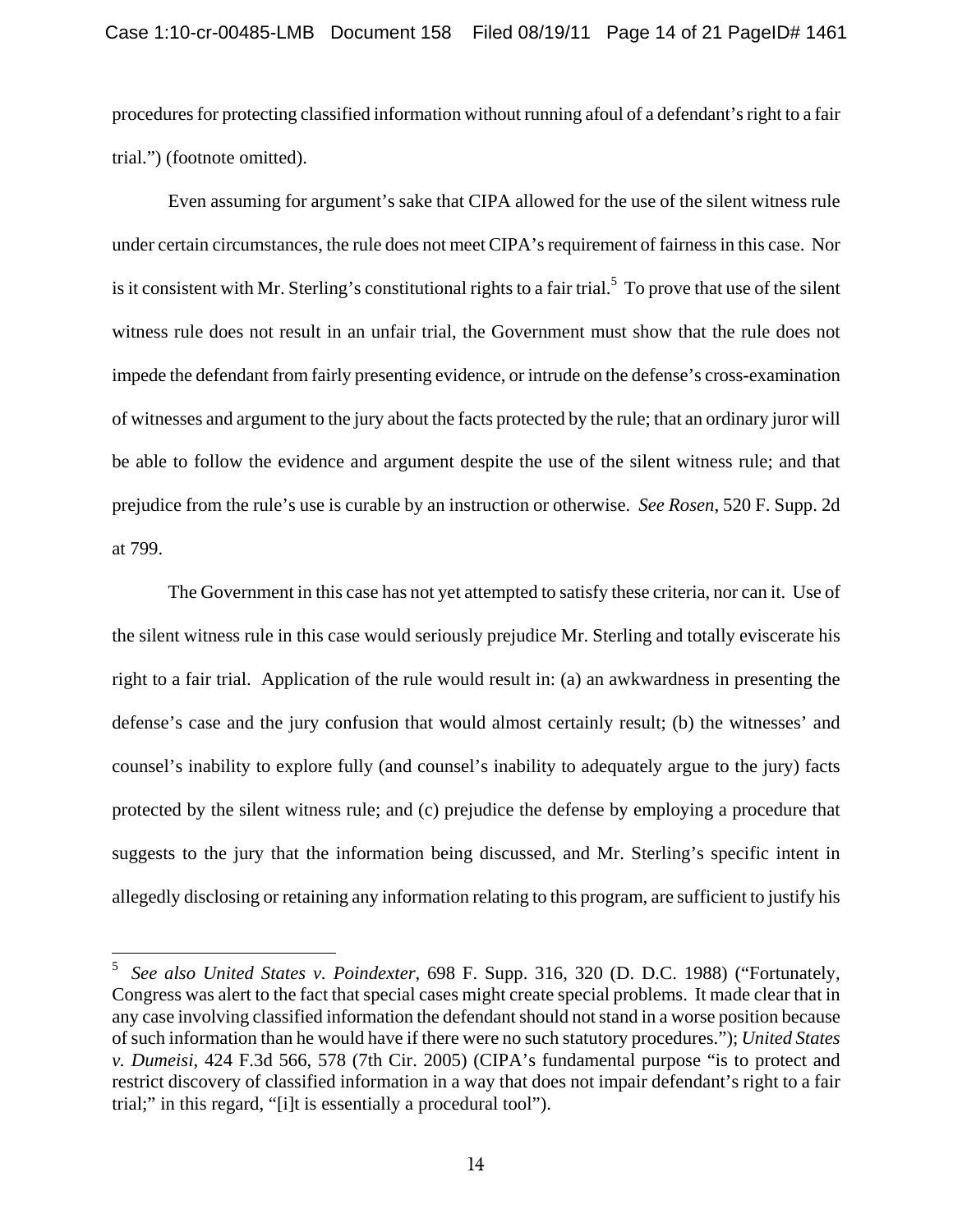procedures for protecting classified information without running afoul of a defendant's right to a fair trial.") (footnote omitted).

Even assuming for argument's sake that CIPA allowed for the use of the silent witness rule under certain circumstances, the rule does not meet CIPA's requirement of fairness in this case. Nor is it consistent with Mr. Sterling's constitutional rights to a fair trial.[5] To prove that use of the silent witness rule does not result in an unfair trial, the Government must show that the rule does not impede the defendant from fairly presenting evidence, or intrude on the defense's cross-examination of witnesses and argument to the jury about the facts protected by the rule; that an ordinary juror will be able to follow the evidence and argument despite the use of the silent witness rule; and that prejudice from the rule's use is curable by an instruction or otherwise. *See Rosen*, 520 F. Supp. 2d at 799.

The Government in this case has not yet attempted to satisfy these criteria, nor can it. Use of the silent witness rule in this case would seriously prejudice Mr. Sterling and totally eviscerate his right to a fair trial. Application of the rule would result in: (a) an awkwardness in presenting the defense's case and the jury confusion that would almost certainly result; (b) the witnesses' and counsel's inability to explore fully (and counsel's inability to adequately argue to the jury) facts protected by the silent witness rule; and (c) prejudice the defense by employing a procedure that suggests to the jury that the information being discussed, and Mr. Sterling's specific intent in allegedly disclosing or retaining any information relating to this program, are sufficient to justify his

---

[5] *See also United States v. Poindexter*, 698 F. Supp. 316, 320 (D. D.C. 1988) ("Fortunately, Congress was alert to the fact that special cases might create special problems. It made clear that in any case involving classified information the defendant should not stand in a worse position because of such information than he would have if there were no such statutory procedures."); *United States v. Dumeisi*, 424 F.3d 566, 578 (7th Cir. 2005) (CIPA's fundamental purpose "is to protect and restrict discovery of classified information in a way that does not impair defendant's right to a fair trial;" in this regard, "[i]t is essentially a procedural tool").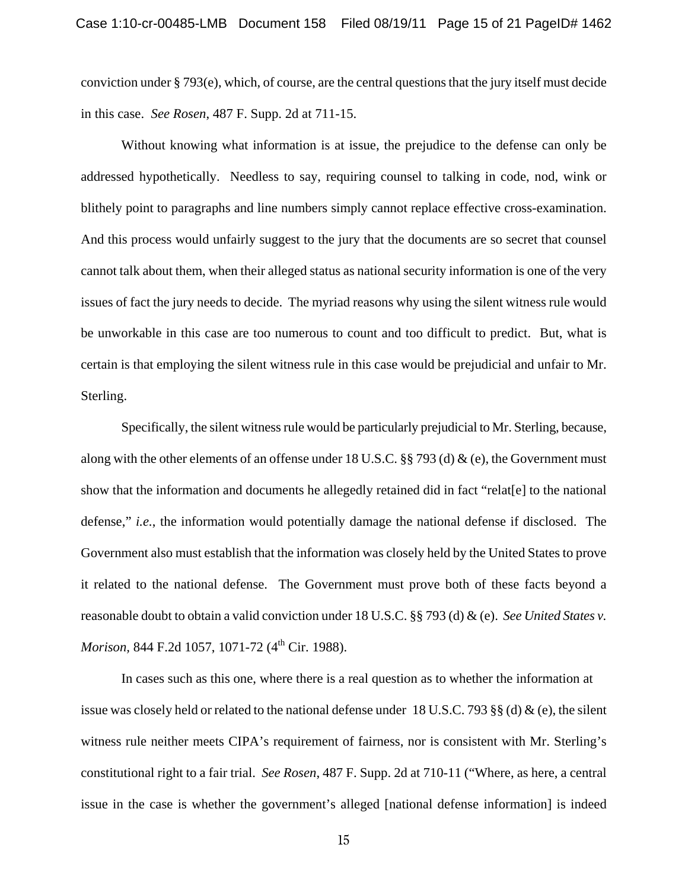conviction under § 793(e), which, of course, are the central questions that the jury itself must decide in this case. *See Rosen*, 487 F. Supp. 2d at 711-15.

Without knowing what information is at issue, the prejudice to the defense can only be addressed hypothetically. Needless to say, requiring counsel to talking in code, nod, wink or blithely point to paragraphs and line numbers simply cannot replace effective cross-examination. And this process would unfairly suggest to the jury that the documents are so secret that counsel cannot talk about them, when their alleged status as national security information is one of the very issues of fact the jury needs to decide. The myriad reasons why using the silent witness rule would be unworkable in this case are too numerous to count and too difficult to predict. But, what is certain is that employing the silent witness rule in this case would be prejudicial and unfair to Mr. Sterling.

Specifically, the silent witness rule would be particularly prejudicial to Mr. Sterling, because, along with the other elements of an offense under 18 U.S.C. §§ 793 (d) & (e), the Government must show that the information and documents he allegedly retained did in fact "relat[e] to the national defense," *i.e.*, the information would potentially damage the national defense if disclosed. The Government also must establish that the information was closely held by the United States to prove it related to the national defense. The Government must prove both of these facts beyond a reasonable doubt to obtain a valid conviction under 18 U.S.C. §§ 793 (d) & (e). *See United States v. Morison*, 844 F.2d 1057, 1071-72 (4th Cir. 1988).

In cases such as this one, where there is a real question as to whether the information at issue was closely held or related to the national defense under 18 U.S.C. 793 §§ (d) & (e), the silent witness rule neither meets CIPA's requirement of fairness, nor is consistent with Mr. Sterling's constitutional right to a fair trial. *See Rosen*, 487 F. Supp. 2d at 710-11 ("Where, as here, a central issue in the case is whether the government's alleged [national defense information] is indeed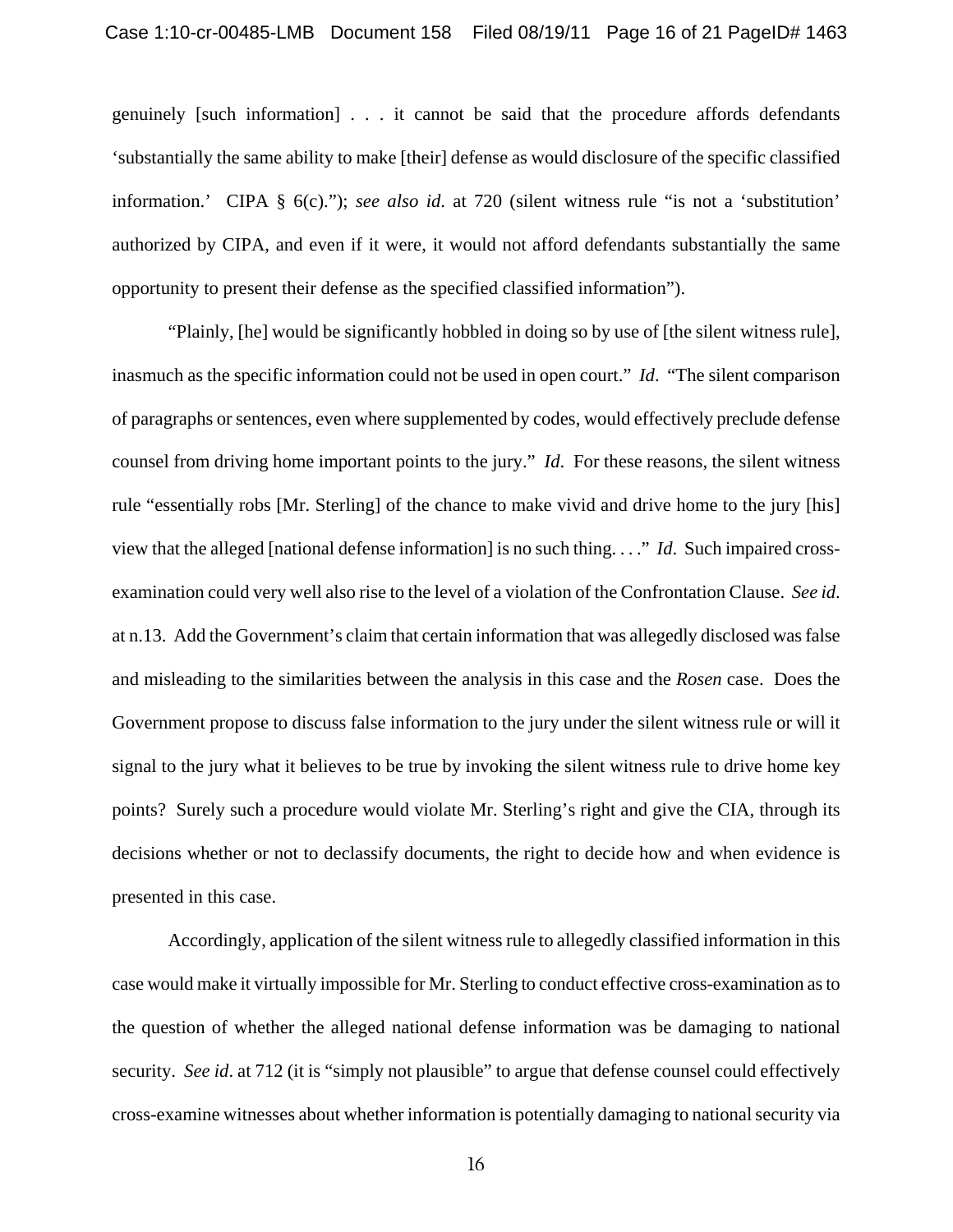genuinely [such information] . . . it cannot be said that the procedure affords defendants 'substantially the same ability to make [their] defense as would disclosure of the specific classified information.' CIPA § 6(c)."); *see also id.* at 720 (silent witness rule "is not a 'substitution' authorized by CIPA, and even if it were, it would not afford defendants substantially the same opportunity to present their defense as the specified classified information").

"Plainly, [he] would be significantly hobbled in doing so by use of [the silent witness rule], inasmuch as the specific information could not be used in open court." *Id*. "The silent comparison of paragraphs or sentences, even where supplemented by codes, would effectively preclude defense counsel from driving home important points to the jury." *Id*. For these reasons, the silent witness rule "essentially robs [Mr. Sterling] of the chance to make vivid and drive home to the jury [his] view that the alleged [national defense information] is no such thing. . . ." *Id*. Such impaired cross-examination could very well also rise to the level of a violation of the Confrontation Clause. *See id*. at n.13. Add the Government's claim that certain information that was allegedly disclosed was false and misleading to the similarities between the analysis in this case and the *Rosen* case. Does the Government propose to discuss false information to the jury under the silent witness rule or will it signal to the jury what it believes to be true by invoking the silent witness rule to drive home key points? Surely such a procedure would violate Mr. Sterling's right and give the CIA, through its decisions whether or not to declassify documents, the right to decide how and when evidence is presented in this case.

Accordingly, application of the silent witness rule to allegedly classified information in this case would make it virtually impossible for Mr. Sterling to conduct effective cross-examination as to the question of whether the alleged national defense information was be damaging to national security. *See id*. at 712 (it is "simply not plausible" to argue that defense counsel could effectively cross-examine witnesses about whether information is potentially damaging to national security via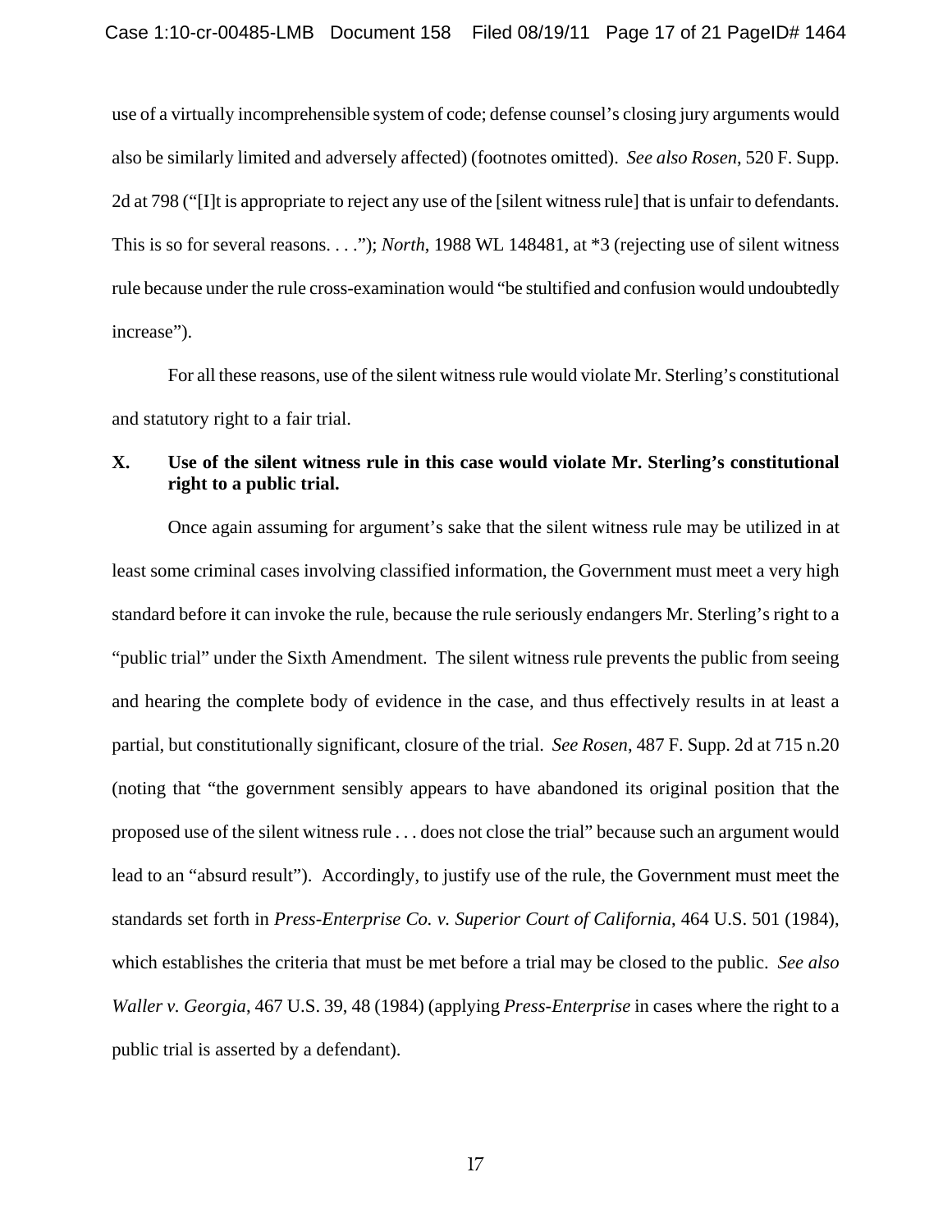use of a virtually incomprehensible system of code; defense counsel's closing jury arguments would also be similarly limited and adversely affected) (footnotes omitted). *See also Rosen*, 520 F. Supp. 2d at 798 ("[I]t is appropriate to reject any use of the [silent witness rule] that is unfair to defendants. This is so for several reasons. . . ."); *North*, 1988 WL 148481, at *3 (rejecting use of silent witness rule because under the rule cross-examination would "be stultified and confusion would undoubtedly increase").

For all these reasons, use of the silent witness rule would violate Mr. Sterling's constitutional and statutory right to a fair trial.

**X. Use of the silent witness rule in this case would violate Mr. Sterling's constitutional right to a public trial.**

Once again assuming for argument's sake that the silent witness rule may be utilized in at least some criminal cases involving classified information, the Government must meet a very high standard before it can invoke the rule, because the rule seriously endangers Mr. Sterling's right to a "public trial" under the Sixth Amendment. The silent witness rule prevents the public from seeing and hearing the complete body of evidence in the case, and thus effectively results in at least a partial, but constitutionally significant, closure of the trial. *See Rosen*, 487 F. Supp. 2d at 715 n.20 (noting that "the government sensibly appears to have abandoned its original position that the proposed use of the silent witness rule . . . does not close the trial" because such an argument would lead to an "absurd result"). Accordingly, to justify use of the rule, the Government must meet the standards set forth in *Press-Enterprise Co. v. Superior Court of California*, 464 U.S. 501 (1984), which establishes the criteria that must be met before a trial may be closed to the public. *See also Waller v. Georgia*, 467 U.S. 39, 48 (1984) (applying *Press-Enterprise* in cases where the right to a public trial is asserted by a defendant).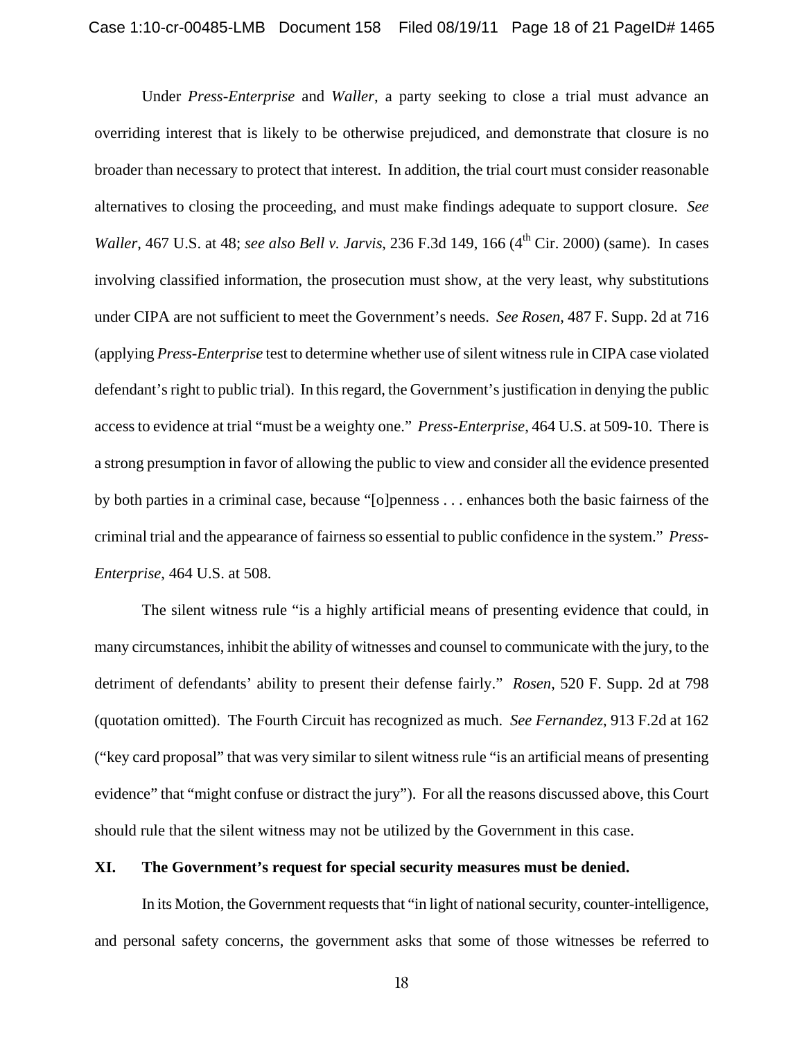Under *Press-Enterprise* and *Waller*, a party seeking to close a trial must advance an overriding interest that is likely to be otherwise prejudiced, and demonstrate that closure is no broader than necessary to protect that interest. In addition, the trial court must consider reasonable alternatives to closing the proceeding, and must make findings adequate to support closure. *See Waller*, 467 U.S. at 48; *see also Bell v. Jarvis*, 236 F.3d 149, 166 (4th Cir. 2000) (same). In cases involving classified information, the prosecution must show, at the very least, why substitutions under CIPA are not sufficient to meet the Government's needs. *See Rosen*, 487 F. Supp. 2d at 716 (applying *Press-Enterprise* test to determine whether use of silent witness rule in CIPA case violated defendant's right to public trial). In this regard, the Government's justification in denying the public access to evidence at trial "must be a weighty one." *Press-Enterprise*, 464 U.S. at 509-10. There is a strong presumption in favor of allowing the public to view and consider all the evidence presented by both parties in a criminal case, because "[o]penness . . . enhances both the basic fairness of the criminal trial and the appearance of fairness so essential to public confidence in the system." *Press-Enterprise*, 464 U.S. at 508.

The silent witness rule "is a highly artificial means of presenting evidence that could, in many circumstances, inhibit the ability of witnesses and counsel to communicate with the jury, to the detriment of defendants' ability to present their defense fairly." *Rosen*, 520 F. Supp. 2d at 798 (quotation omitted). The Fourth Circuit has recognized as much. *See Fernandez*, 913 F.2d at 162 ("key card proposal" that was very similar to silent witness rule "is an artificial means of presenting evidence" that "might confuse or distract the jury"). For all the reasons discussed above, this Court should rule that the silent witness may not be utilized by the Government in this case.

## XI. The Government's request for special security measures must be denied.

In its Motion, the Government requests that "in light of national security, counter-intelligence, and personal safety concerns, the government asks that some of those witnesses be referred to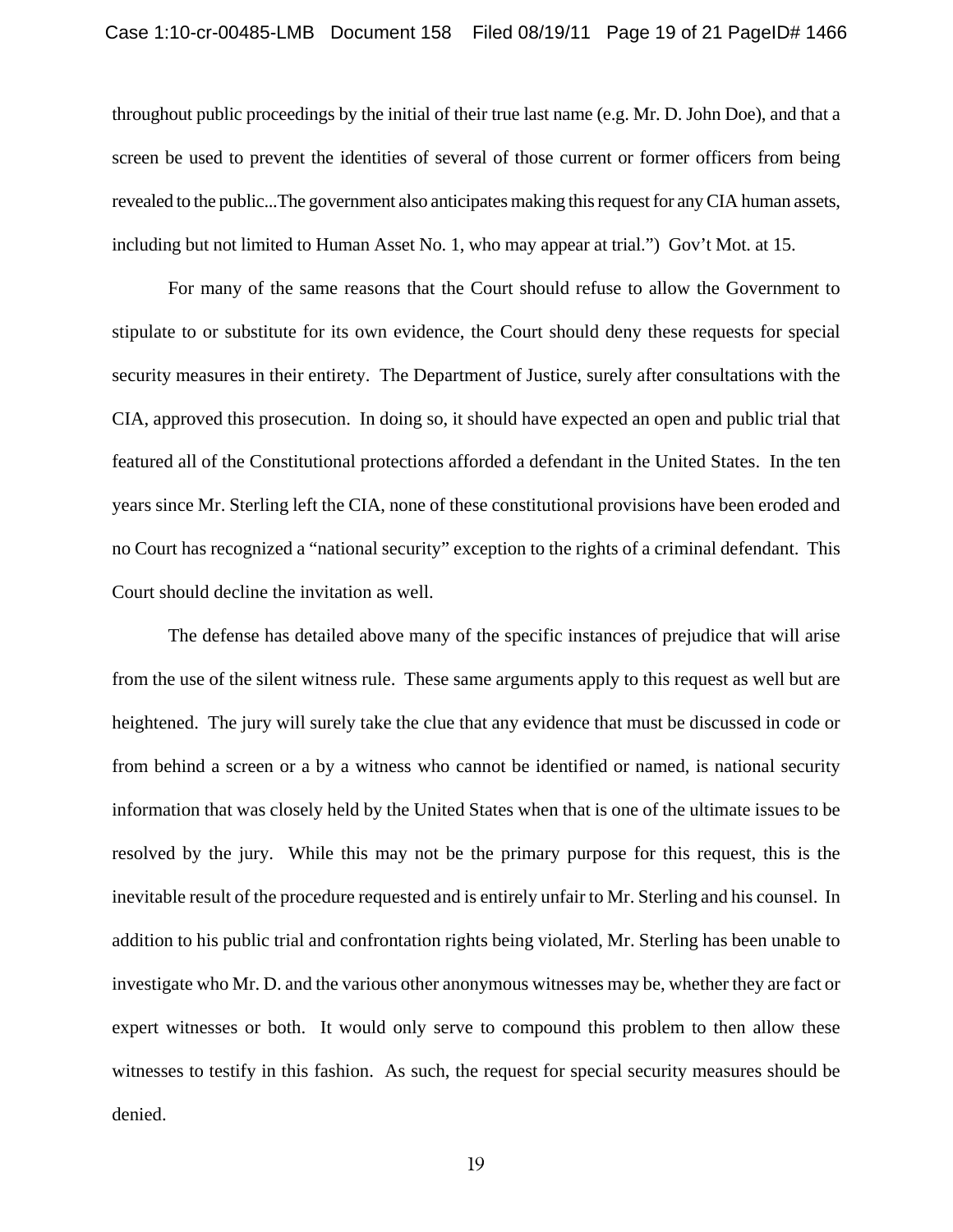throughout public proceedings by the initial of their true last name (e.g. Mr. D. John Doe), and that a screen be used to prevent the identities of several of those current or former officers from being revealed to the public...The government also anticipates making this request for any CIA human assets, including but not limited to Human Asset No. 1, who may appear at trial.") Gov't Mot. at 15.

For many of the same reasons that the Court should refuse to allow the Government to stipulate to or substitute for its own evidence, the Court should deny these requests for special security measures in their entirety. The Department of Justice, surely after consultations with the CIA, approved this prosecution. In doing so, it should have expected an open and public trial that featured all of the Constitutional protections afforded a defendant in the United States. In the ten years since Mr. Sterling left the CIA, none of these constitutional provisions have been eroded and no Court has recognized a "national security" exception to the rights of a criminal defendant. This Court should decline the invitation as well.

The defense has detailed above many of the specific instances of prejudice that will arise from the use of the silent witness rule. These same arguments apply to this request as well but are heightened. The jury will surely take the clue that any evidence that must be discussed in code or from behind a screen or a by a witness who cannot be identified or named, is national security information that was closely held by the United States when that is one of the ultimate issues to be resolved by the jury. While this may not be the primary purpose for this request, this is the inevitable result of the procedure requested and is entirely unfair to Mr. Sterling and his counsel. In addition to his public trial and confrontation rights being violated, Mr. Sterling has been unable to investigate who Mr. D. and the various other anonymous witnesses may be, whether they are fact or expert witnesses or both. It would only serve to compound this problem to then allow these witnesses to testify in this fashion. As such, the request for special security measures should be denied.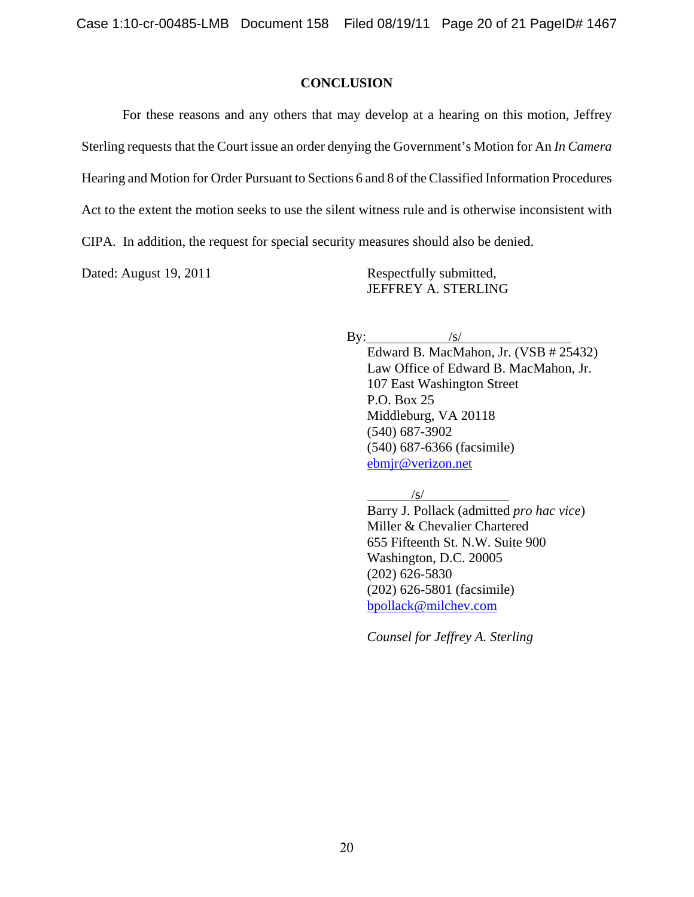## CONCLUSION

For these reasons and any others that may develop at a hearing on this motion, Jeffrey Sterling requests that the Court issue an order denying the Government's Motion for An *In Camera* Hearing and Motion for Order Pursuant to Sections 6 and 8 of the Classified Information Procedures Act to the extent the motion seeks to use the silent witness rule and is otherwise inconsistent with CIPA. In addition, the request for special security measures should also be denied.

Dated: August 19, 2011

Respectfully submitted,
JEFFREY A. STERLING

By: /s/
Edward B. MacMahon, Jr. (VSB # 25432)
Law Office of Edward B. MacMahon, Jr.
107 East Washington Street
P.O. Box 25
Middleburg, VA 20118
(540) 687-3902
(540) 687-6366 (facsimile)
ebmjr@verizon.net

/s/
Barry J. Pollack (admitted *pro hac vice*)
Miller & Chevalier Chartered
655 Fifteenth St. N.W. Suite 900
Washington, D.C. 20005
(202) 626-5830
(202) 626-5801 (facsimile)
bpollack@milchev.com

*Counsel for Jeffrey A. Sterling*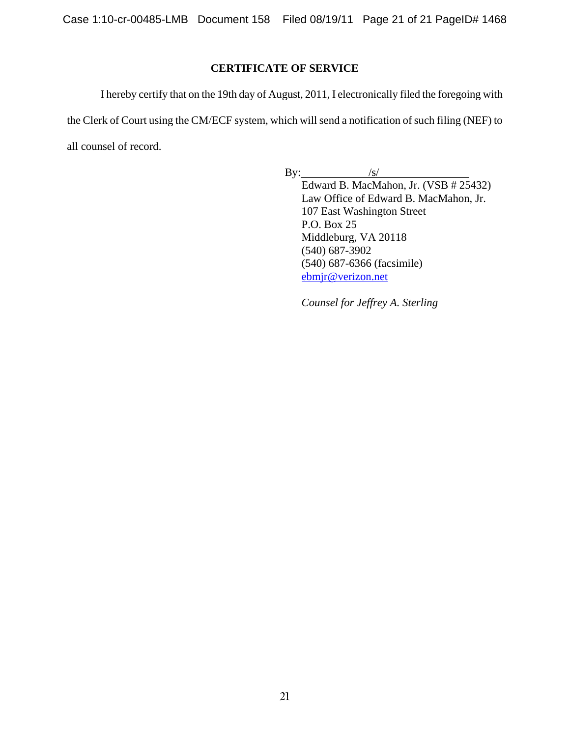## CERTIFICATE OF SERVICE

I hereby certify that on the 19th day of August, 2011, I electronically filed the foregoing with the Clerk of Court using the CM/ECF system, which will send a notification of such filing (NEF) to all counsel of record.

By: /s/

Edward B. MacMahon, Jr. (VSB # 25432)
Law Office of Edward B. MacMahon, Jr.
107 East Washington Street
P.O. Box 25
Middleburg, VA 20118
(540) 687-3902
(540) 687-6366 (facsimile)
ebmjr@verizon.net

*Counsel for Jeffrey A. Sterling*